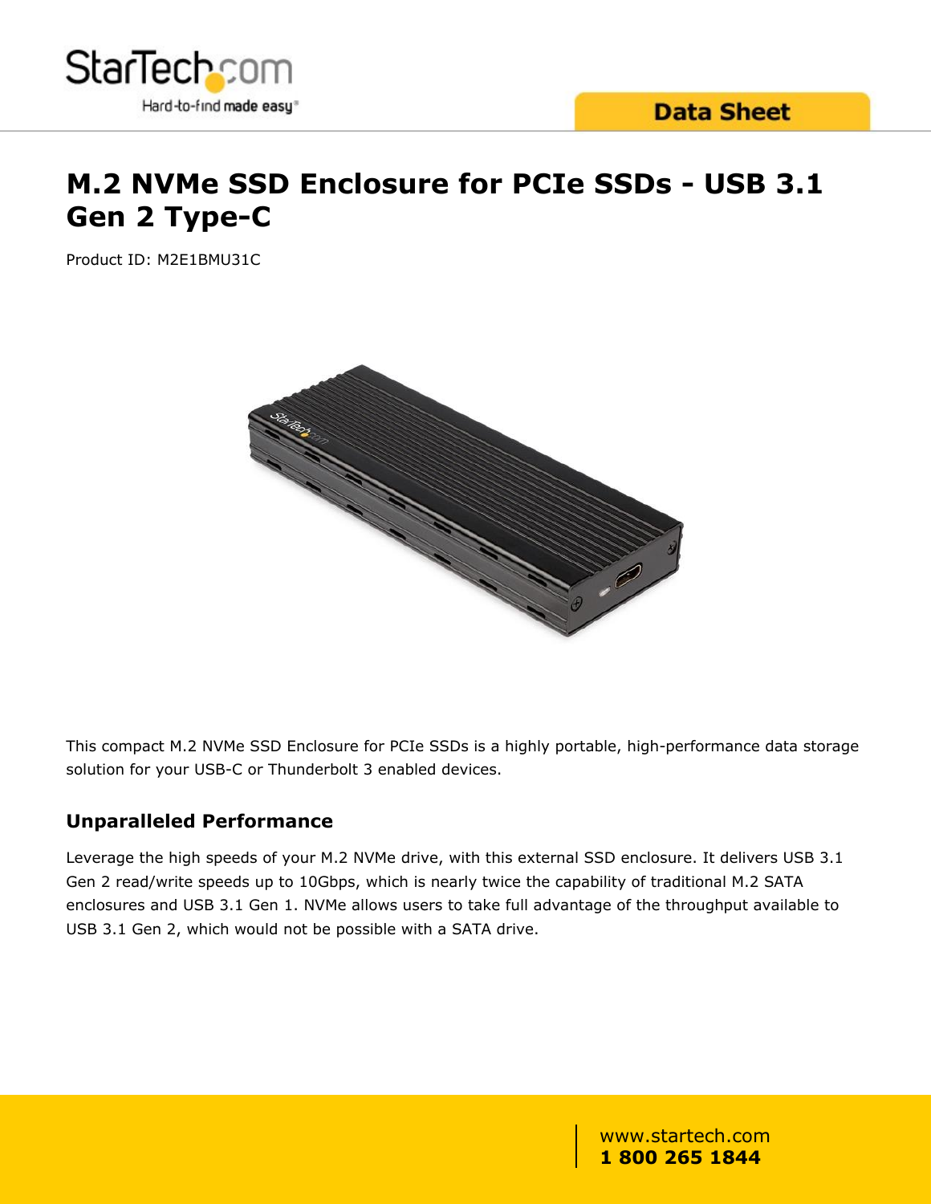# M.2 NVMe SSD Enclosure for PCIe SSDs - USB 3.1 Gen 2 Type-C

Product ID: M2E1BMU31C

This compact M.2 NVMe SSD Enclosure for PCIe SSDs is a highly portable, high-performance data storage solution for your USB-C or Thunderbolt 3 enabled devices.

## Unparalleled Performance

Leverage the high speeds of your M.2 NVMe drive, with this external SSD enclosure. It delivers USB 3.1 Gen 2 read/write speeds up to 10Gbps, which is nearly twice the capability of traditional M.2 SATA enclosures and USB 3.1 Gen 1. NVMe allows users to take full advantage of the throughput available to USB 3.1 Gen 2, which would not be possible with a SATA drive.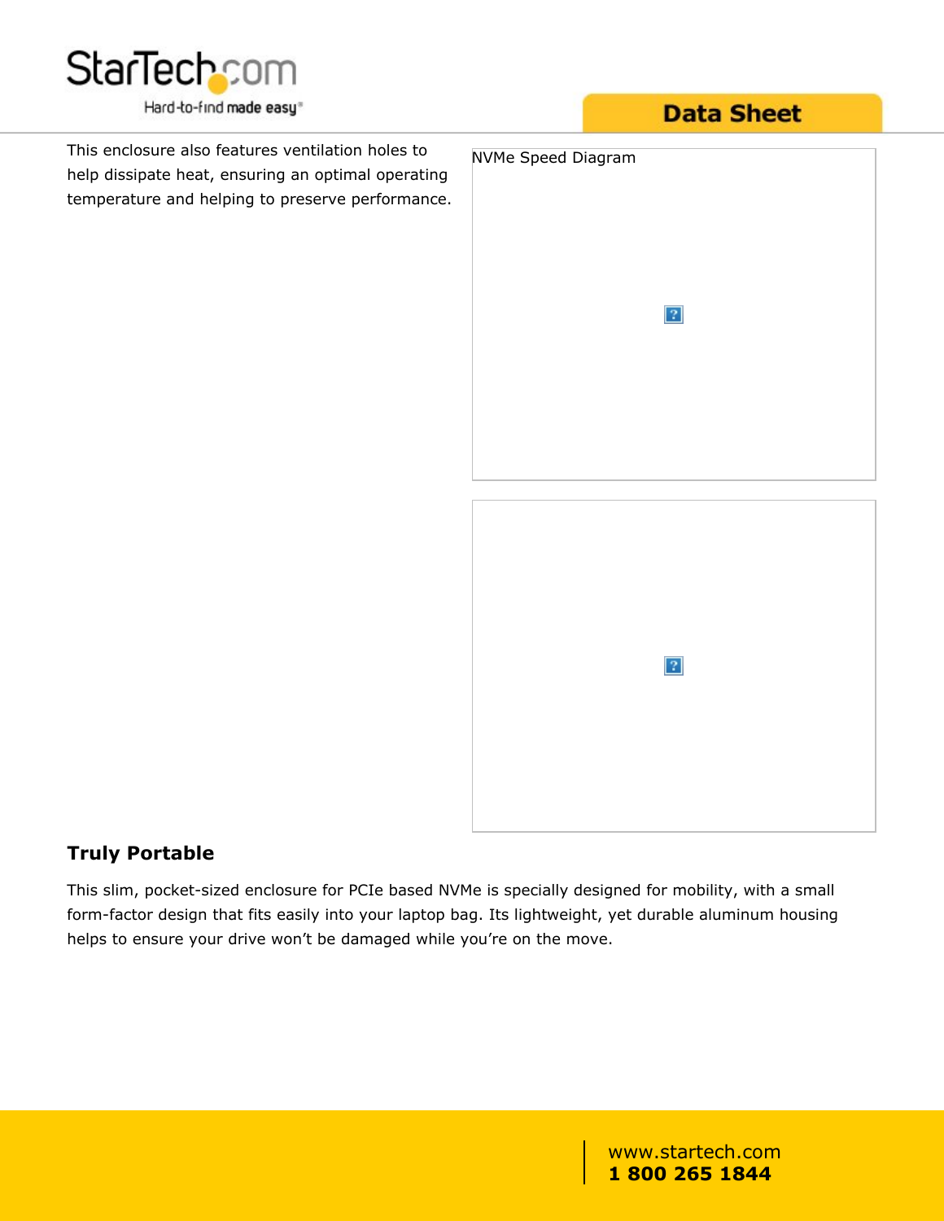This enclosure also features ventilation holes to help dissipate heat, ensuring an optimal operating temperature and helping to preserve performance.

NVMe Speed Diagram

## Truly Portable

This slim, pocket-sized enclosure for PCIe based NVMe is specially designed for mobility, with a small form-factor design that fits easily into your laptop bag. Its lightweight, yet durable aluminum housing helps to ensure your drive won't be damaged while you're on the move.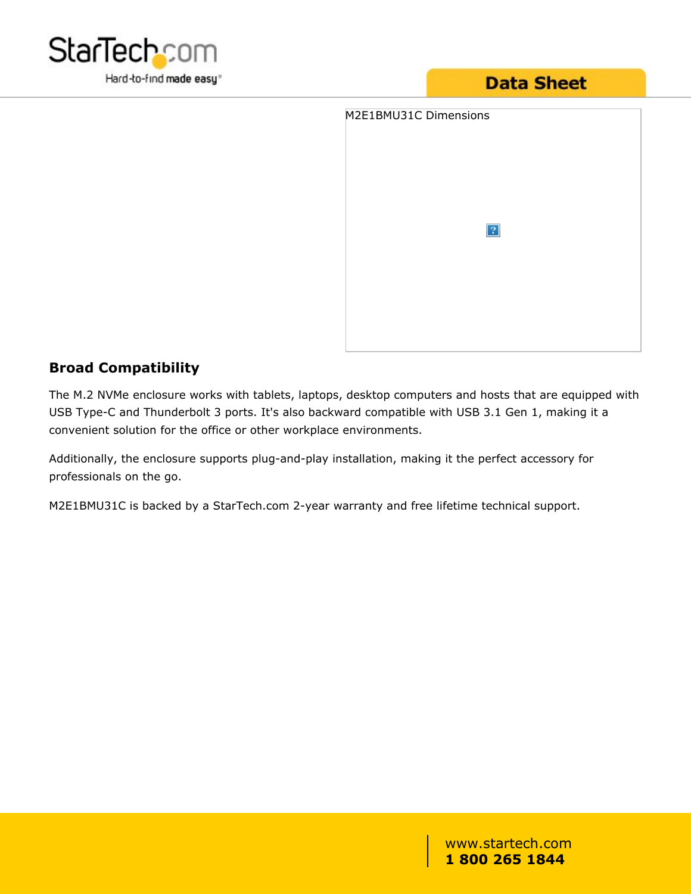M2E1BMU31C Dimensions

## Broad Compatibility

The M.2 NVMe enclosure works with tablets, laptops, desktop computers and hosts that are equipped with USB Type-C and Thunderbolt 3 ports. It's also backward compatible with USB 3.1 Gen 1, making it a convenient solution for the office or other workplace environments.

Additionally, the enclosure supports plug-and-play installation, making it the perfect accessory for professionals on the go.

M2E1BMU31C is backed by a StarTech.com 2-year warranty and free lifetime technical support.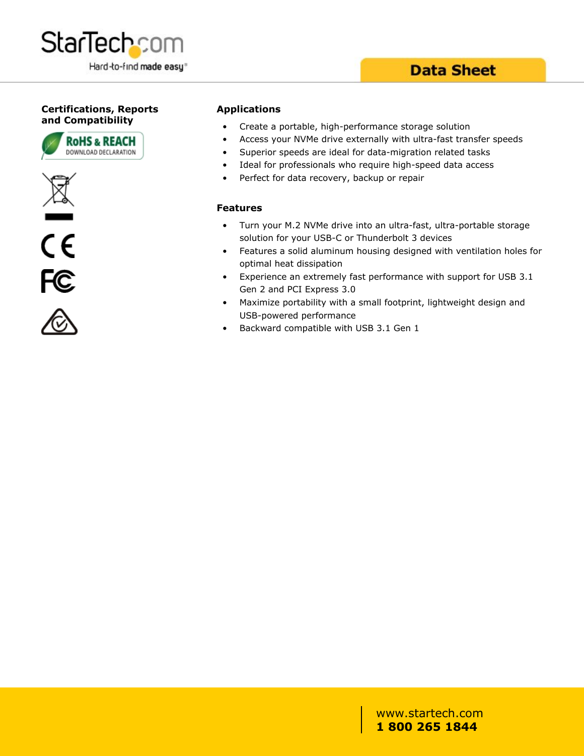## Certifications, Reports and Compatibility

RoHS & REACH
DOWNLOAD DECLARATION

## Applications

- Create a portable, high-performance storage solution
- Access your NVMe drive externally with ultra-fast transfer speeds
- Superior speeds are ideal for data-migration related tasks
- Ideal for professionals who require high-speed data access
- Perfect for data recovery, backup or repair

## Features

- Turn your M.2 NVMe drive into an ultra-fast, ultra-portable storage solution for your USB-C or Thunderbolt 3 devices
- Features a solid aluminum housing designed with ventilation holes for optimal heat dissipation
- Experience an extremely fast performance with support for USB 3.1 Gen 2 and PCI Express 3.0
- Maximize portability with a small footprint, lightweight design and USB-powered performance
- Backward compatible with USB 3.1 Gen 1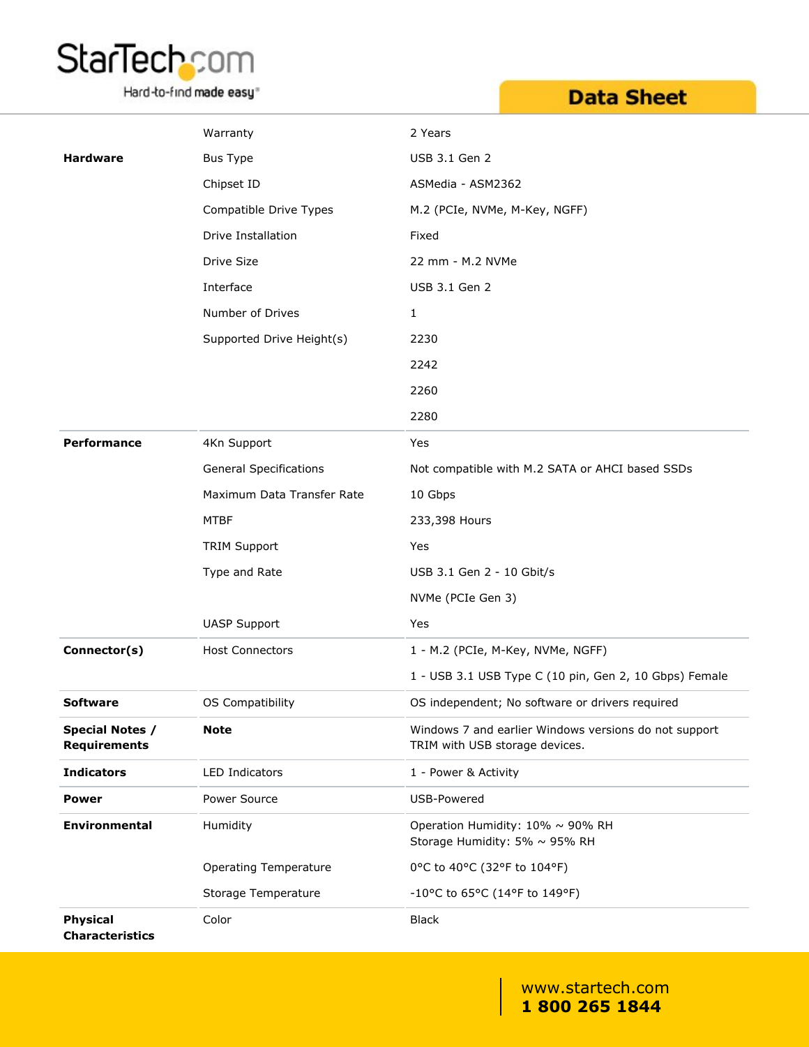| | | |
|---|---|---|
| | Warranty | 2 Years |
| **Hardware** | Bus Type | USB 3.1 Gen 2 |
| | Chipset ID | ASMedia - ASM2362 |
| | Compatible Drive Types | M.2 (PCIe, NVMe, M-Key, NGFF) |
| | Drive Installation | Fixed |
| | Drive Size | 22 mm - M.2 NVMe |
| | Interface | USB 3.1 Gen 2 |
| | Number of Drives | 1 |
| | Supported Drive Height(s) | 2230 |
| | | 2242 |
| | | 2260 |
| | | 2280 |
| **Performance** | 4Kn Support | Yes |
| | General Specifications | Not compatible with M.2 SATA or AHCI based SSDs |
| | Maximum Data Transfer Rate | 10 Gbps |
| | MTBF | 233,398 Hours |
| | TRIM Support | Yes |
| | Type and Rate | USB 3.1 Gen 2 - 10 Gbit/s |
| | | NVMe (PCIe Gen 3) |
| | UASP Support | Yes |
| **Connector(s)** | Host Connectors | 1 - M.2 (PCIe, M-Key, NVMe, NGFF) |
| | | 1 - USB 3.1 USB Type C (10 pin, Gen 2, 10 Gbps) Female |
| **Software** | OS Compatibility | OS independent; No software or drivers required |
| **Special Notes / Requirements** | **Note** | Windows 7 and earlier Windows versions do not support TRIM with USB storage devices. |
| **Indicators** | LED Indicators | 1 - Power & Activity |
| **Power** | Power Source | USB-Powered |
| **Environmental** | Humidity | Operation Humidity: 10% ~ 90% RH<br>Storage Humidity: 5% ~ 95% RH |
| | Operating Temperature | 0°C to 40°C (32°F to 104°F) |
| | Storage Temperature | -10°C to 65°C (14°F to 149°F) |
| **Physical Characteristics** | Color | Black |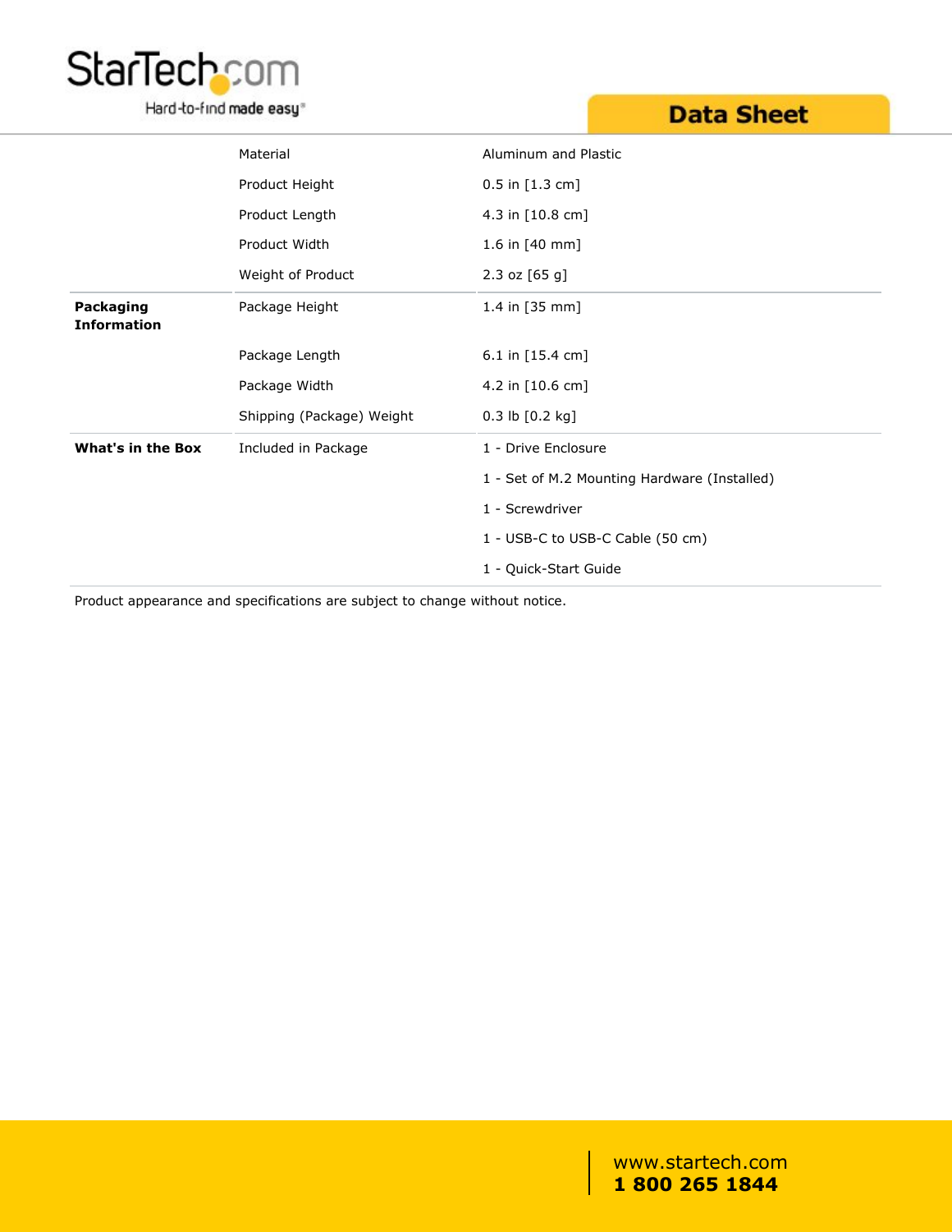| | | |
|---|---|---|
| | Material | Aluminum and Plastic |
| | Product Height | 0.5 in [1.3 cm] |
| | Product Length | 4.3 in [10.8 cm] |
| | Product Width | 1.6 in [40 mm] |
| | Weight of Product | 2.3 oz [65 g] |
| **Packaging Information** | Package Height | 1.4 in [35 mm] |
| | Package Length | 6.1 in [15.4 cm] |
| | Package Width | 4.2 in [10.6 cm] |
| | Shipping (Package) Weight | 0.3 lb [0.2 kg] |
| **What's in the Box** | Included in Package | 1 - Drive Enclosure |
| | | 1 - Set of M.2 Mounting Hardware (Installed) |
| | | 1 - Screwdriver |
| | | 1 - USB-C to USB-C Cable (50 cm) |
| | | 1 - Quick-Start Guide |

Product appearance and specifications are subject to change without notice.